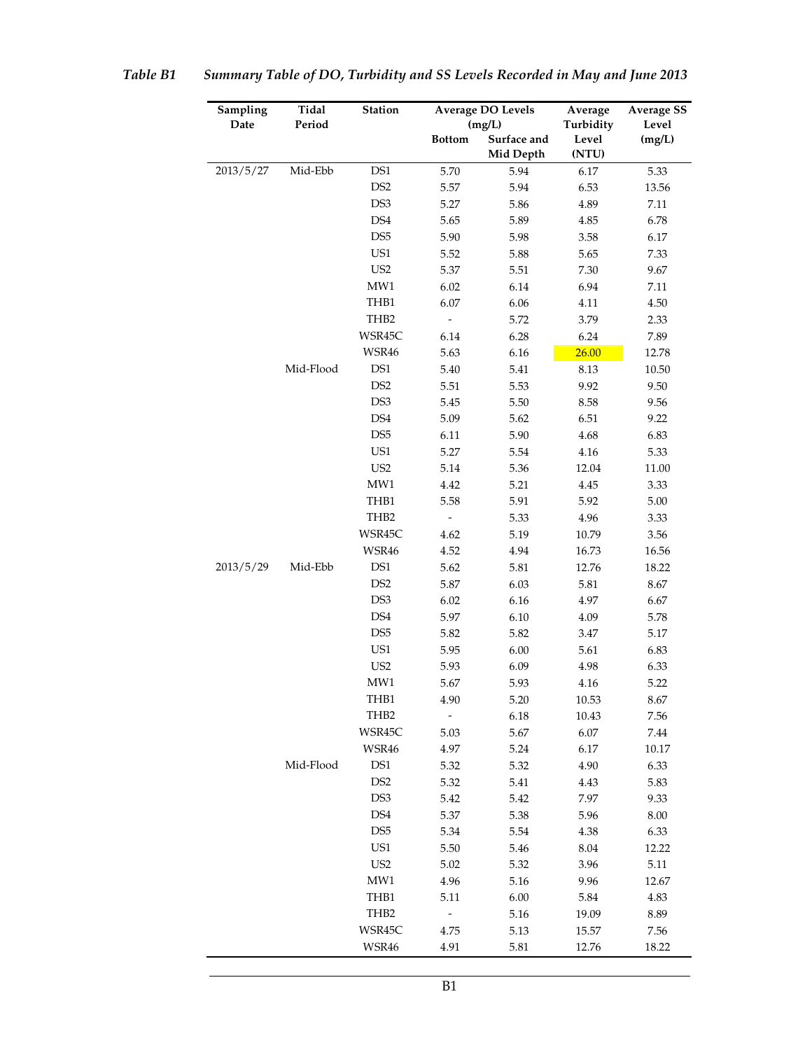*Table B1 Summary Table of DO, Turbidity and SS Levels Recorded in May and June 2013*

| Sampling Date | Tidal Period | Station | Average DO Levels (mg/L) | | Average Turbidity Level (NTU) | Average SS Level (mg/L) |
|---|---|---|---|---|---|---|
| | | | Bottom | Surface and Mid Depth | | |
| 2013/5/27 | Mid-Ebb | DS1 | 5.70 | 5.94 | 6.17 | 5.33 |
| | | DS2 | 5.57 | 5.94 | 6.53 | 13.56 |
| | | DS3 | 5.27 | 5.86 | 4.89 | 7.11 |
| | | DS4 | 5.65 | 5.89 | 4.85 | 6.78 |
| | | DS5 | 5.90 | 5.98 | 3.58 | 6.17 |
| | | US1 | 5.52 | 5.88 | 5.65 | 7.33 |
| | | US2 | 5.37 | 5.51 | 7.30 | 9.67 |
| | | MW1 | 6.02 | 6.14 | 6.94 | 7.11 |
| | | THB1 | 6.07 | 6.06 | 4.11 | 4.50 |
| | | THB2 | - | 5.72 | 3.79 | 2.33 |
| | | WSR45C | 6.14 | 6.28 | 6.24 | 7.89 |
| | | WSR46 | 5.63 | 6.16 | 26.00 | 12.78 |
| | Mid-Flood | DS1 | 5.40 | 5.41 | 8.13 | 10.50 |
| | | DS2 | 5.51 | 5.53 | 9.92 | 9.50 |
| | | DS3 | 5.45 | 5.50 | 8.58 | 9.56 |
| | | DS4 | 5.09 | 5.62 | 6.51 | 9.22 |
| | | DS5 | 6.11 | 5.90 | 4.68 | 6.83 |
| | | US1 | 5.27 | 5.54 | 4.16 | 5.33 |
| | | US2 | 5.14 | 5.36 | 12.04 | 11.00 |
| | | MW1 | 4.42 | 5.21 | 4.45 | 3.33 |
| | | THB1 | 5.58 | 5.91 | 5.92 | 5.00 |
| | | THB2 | - | 5.33 | 4.96 | 3.33 |
| | | WSR45C | 4.62 | 5.19 | 10.79 | 3.56 |
| | | WSR46 | 4.52 | 4.94 | 16.73 | 16.56 |
| 2013/5/29 | Mid-Ebb | DS1 | 5.62 | 5.81 | 12.76 | 18.22 |
| | | DS2 | 5.87 | 6.03 | 5.81 | 8.67 |
| | | DS3 | 6.02 | 6.16 | 4.97 | 6.67 |
| | | DS4 | 5.97 | 6.10 | 4.09 | 5.78 |
| | | DS5 | 5.82 | 5.82 | 3.47 | 5.17 |
| | | US1 | 5.95 | 6.00 | 5.61 | 6.83 |
| | | US2 | 5.93 | 6.09 | 4.98 | 6.33 |
| | | MW1 | 5.67 | 5.93 | 4.16 | 5.22 |
| | | THB1 | 4.90 | 5.20 | 10.53 | 8.67 |
| | | THB2 | - | 6.18 | 10.43 | 7.56 |
| | | WSR45C | 5.03 | 5.67 | 6.07 | 7.44 |
| | | WSR46 | 4.97 | 5.24 | 6.17 | 10.17 |
| | Mid-Flood | DS1 | 5.32 | 5.32 | 4.90 | 6.33 |
| | | DS2 | 5.32 | 5.41 | 4.43 | 5.83 |
| | | DS3 | 5.42 | 5.42 | 7.97 | 9.33 |
| | | DS4 | 5.37 | 5.38 | 5.96 | 8.00 |
| | | DS5 | 5.34 | 5.54 | 4.38 | 6.33 |
| | | US1 | 5.50 | 5.46 | 8.04 | 12.22 |
| | | US2 | 5.02 | 5.32 | 3.96 | 5.11 |
| | | MW1 | 4.96 | 5.16 | 9.96 | 12.67 |
| | | THB1 | 5.11 | 6.00 | 5.84 | 4.83 |
| | | THB2 | - | 5.16 | 19.09 | 8.89 |
| | | WSR45C | 4.75 | 5.13 | 15.57 | 7.56 |
| | | WSR46 | 4.91 | 5.81 | 12.76 | 18.22 |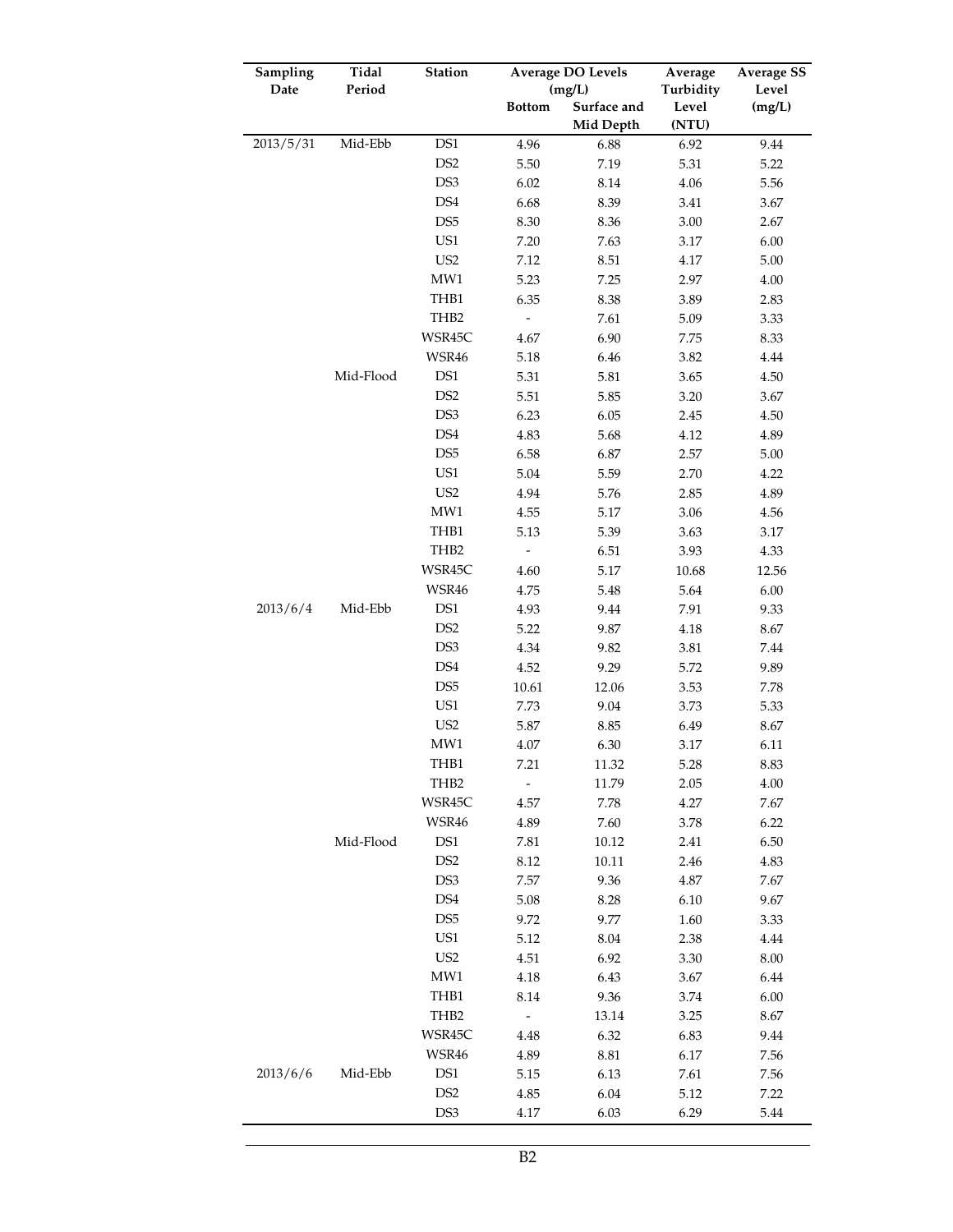| Sampling Date | Tidal Period | Station | Average DO Levels (mg/L) | | Average Turbidity Level (NTU) | Average SS Level (mg/L) |
|---|---|---|---|---|---|---|
| | | | Bottom | Surface and Mid Depth | | |
| 2013/5/31 | Mid-Ebb | DS1 | 4.96 | 6.88 | 6.92 | 9.44 |
| | | DS2 | 5.50 | 7.19 | 5.31 | 5.22 |
| | | DS3 | 6.02 | 8.14 | 4.06 | 5.56 |
| | | DS4 | 6.68 | 8.39 | 3.41 | 3.67 |
| | | DS5 | 8.30 | 8.36 | 3.00 | 2.67 |
| | | US1 | 7.20 | 7.63 | 3.17 | 6.00 |
| | | US2 | 7.12 | 8.51 | 4.17 | 5.00 |
| | | MW1 | 5.23 | 7.25 | 2.97 | 4.00 |
| | | THB1 | 6.35 | 8.38 | 3.89 | 2.83 |
| | | THB2 | - | 7.61 | 5.09 | 3.33 |
| | | WSR45C | 4.67 | 6.90 | 7.75 | 8.33 |
| | | WSR46 | 5.18 | 6.46 | 3.82 | 4.44 |
| | Mid-Flood | DS1 | 5.31 | 5.81 | 3.65 | 4.50 |
| | | DS2 | 5.51 | 5.85 | 3.20 | 3.67 |
| | | DS3 | 6.23 | 6.05 | 2.45 | 4.50 |
| | | DS4 | 4.83 | 5.68 | 4.12 | 4.89 |
| | | DS5 | 6.58 | 6.87 | 2.57 | 5.00 |
| | | US1 | 5.04 | 5.59 | 2.70 | 4.22 |
| | | US2 | 4.94 | 5.76 | 2.85 | 4.89 |
| | | MW1 | 4.55 | 5.17 | 3.06 | 4.56 |
| | | THB1 | 5.13 | 5.39 | 3.63 | 3.17 |
| | | THB2 | - | 6.51 | 3.93 | 4.33 |
| | | WSR45C | 4.60 | 5.17 | 10.68 | 12.56 |
| | | WSR46 | 4.75 | 5.48 | 5.64 | 6.00 |
| 2013/6/4 | Mid-Ebb | DS1 | 4.93 | 9.44 | 7.91 | 9.33 |
| | | DS2 | 5.22 | 9.87 | 4.18 | 8.67 |
| | | DS3 | 4.34 | 9.82 | 3.81 | 7.44 |
| | | DS4 | 4.52 | 9.29 | 5.72 | 9.89 |
| | | DS5 | 10.61 | 12.06 | 3.53 | 7.78 |
| | | US1 | 7.73 | 9.04 | 3.73 | 5.33 |
| | | US2 | 5.87 | 8.85 | 6.49 | 8.67 |
| | | MW1 | 4.07 | 6.30 | 3.17 | 6.11 |
| | | THB1 | 7.21 | 11.32 | 5.28 | 8.83 |
| | | THB2 | - | 11.79 | 2.05 | 4.00 |
| | | WSR45C | 4.57 | 7.78 | 4.27 | 7.67 |
| | | WSR46 | 4.89 | 7.60 | 3.78 | 6.22 |
| | Mid-Flood | DS1 | 7.81 | 10.12 | 2.41 | 6.50 |
| | | DS2 | 8.12 | 10.11 | 2.46 | 4.83 |
| | | DS3 | 7.57 | 9.36 | 4.87 | 7.67 |
| | | DS4 | 5.08 | 8.28 | 6.10 | 9.67 |
| | | DS5 | 9.72 | 9.77 | 1.60 | 3.33 |
| | | US1 | 5.12 | 8.04 | 2.38 | 4.44 |
| | | US2 | 4.51 | 6.92 | 3.30 | 8.00 |
| | | MW1 | 4.18 | 6.43 | 3.67 | 6.44 |
| | | THB1 | 8.14 | 9.36 | 3.74 | 6.00 |
| | | THB2 | - | 13.14 | 3.25 | 8.67 |
| | | WSR45C | 4.48 | 6.32 | 6.83 | 9.44 |
| | | WSR46 | 4.89 | 8.81 | 6.17 | 7.56 |
| 2013/6/6 | Mid-Ebb | DS1 | 5.15 | 6.13 | 7.61 | 7.56 |
| | | DS2 | 4.85 | 6.04 | 5.12 | 7.22 |
| | | DS3 | 4.17 | 6.03 | 6.29 | 5.44 |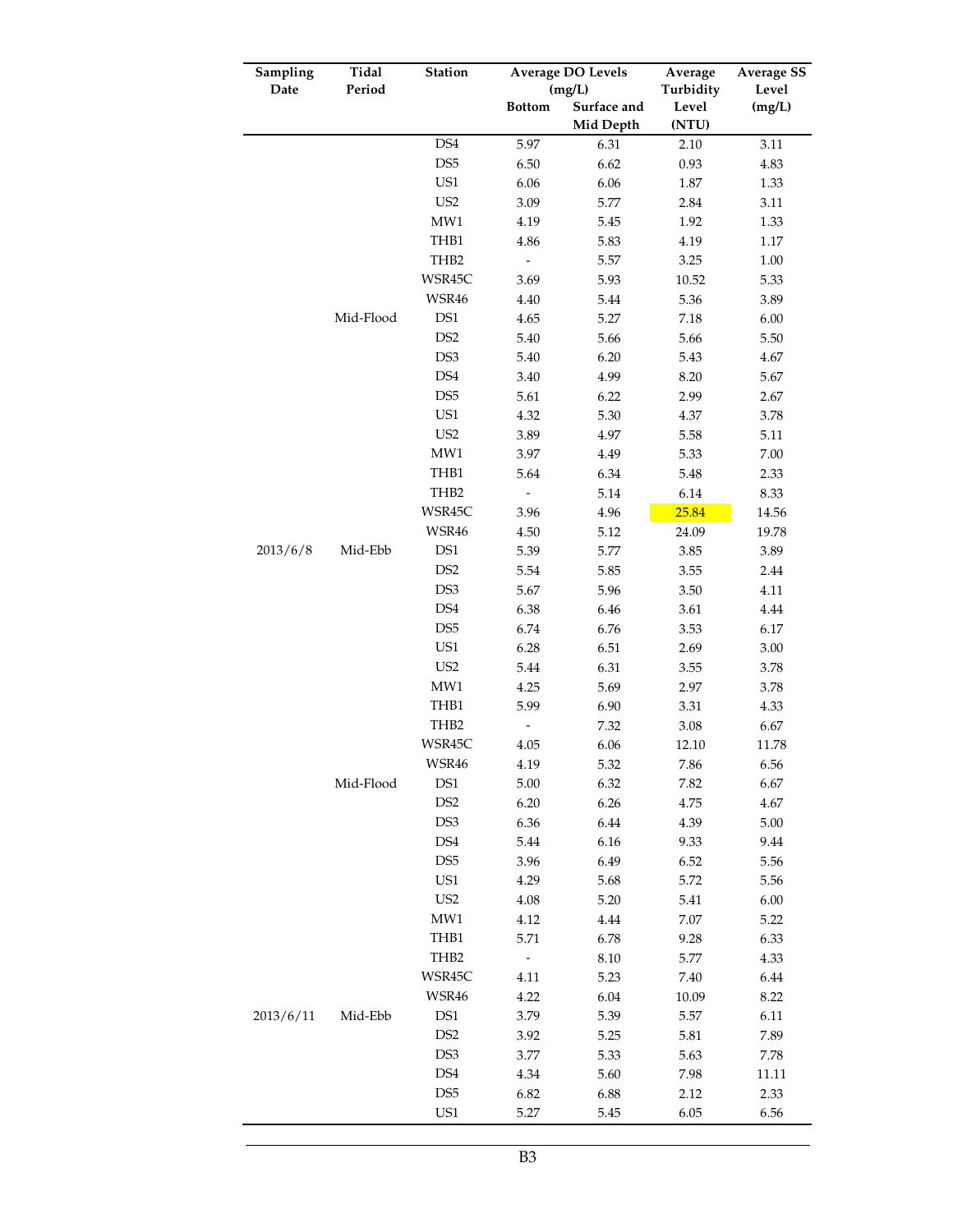| Sampling Date | Tidal Period | Station | Average DO Levels (mg/L) | | Average Turbidity Level (NTU) | Average SS Level (mg/L) |
|---|---|---|---|---|---|---|
| | | | Bottom | Surface and Mid Depth | | |
| | | DS4 | 5.97 | 6.31 | 2.10 | 3.11 |
| | | DS5 | 6.50 | 6.62 | 0.93 | 4.83 |
| | | US1 | 6.06 | 6.06 | 1.87 | 1.33 |
| | | US2 | 3.09 | 5.77 | 2.84 | 3.11 |
| | | MW1 | 4.19 | 5.45 | 1.92 | 1.33 |
| | | THB1 | 4.86 | 5.83 | 4.19 | 1.17 |
| | | THB2 | - | 5.57 | 3.25 | 1.00 |
| | | WSR45C | 3.69 | 5.93 | 10.52 | 5.33 |
| | | WSR46 | 4.40 | 5.44 | 5.36 | 3.89 |
| | Mid-Flood | DS1 | 4.65 | 5.27 | 7.18 | 6.00 |
| | | DS2 | 5.40 | 5.66 | 5.66 | 5.50 |
| | | DS3 | 5.40 | 6.20 | 5.43 | 4.67 |
| | | DS4 | 3.40 | 4.99 | 8.20 | 5.67 |
| | | DS5 | 5.61 | 6.22 | 2.99 | 2.67 |
| | | US1 | 4.32 | 5.30 | 4.37 | 3.78 |
| | | US2 | 3.89 | 4.97 | 5.58 | 5.11 |
| | | MW1 | 3.97 | 4.49 | 5.33 | 7.00 |
| | | THB1 | 5.64 | 6.34 | 5.48 | 2.33 |
| | | THB2 | - | 5.14 | 6.14 | 8.33 |
| | | WSR45C | 3.96 | 4.96 | 25.84 | 14.56 |
| | | WSR46 | 4.50 | 5.12 | 24.09 | 19.78 |
| 2013/6/8 | Mid-Ebb | DS1 | 5.39 | 5.77 | 3.85 | 3.89 |
| | | DS2 | 5.54 | 5.85 | 3.55 | 2.44 |
| | | DS3 | 5.67 | 5.96 | 3.50 | 4.11 |
| | | DS4 | 6.38 | 6.46 | 3.61 | 4.44 |
| | | DS5 | 6.74 | 6.76 | 3.53 | 6.17 |
| | | US1 | 6.28 | 6.51 | 2.69 | 3.00 |
| | | US2 | 5.44 | 6.31 | 3.55 | 3.78 |
| | | MW1 | 4.25 | 5.69 | 2.97 | 3.78 |
| | | THB1 | 5.99 | 6.90 | 3.31 | 4.33 |
| | | THB2 | - | 7.32 | 3.08 | 6.67 |
| | | WSR45C | 4.05 | 6.06 | 12.10 | 11.78 |
| | | WSR46 | 4.19 | 5.32 | 7.86 | 6.56 |
| | Mid-Flood | DS1 | 5.00 | 6.32 | 7.82 | 6.67 |
| | | DS2 | 6.20 | 6.26 | 4.75 | 4.67 |
| | | DS3 | 6.36 | 6.44 | 4.39 | 5.00 |
| | | DS4 | 5.44 | 6.16 | 9.33 | 9.44 |
| | | DS5 | 3.96 | 6.49 | 6.52 | 5.56 |
| | | US1 | 4.29 | 5.68 | 5.72 | 5.56 |
| | | US2 | 4.08 | 5.20 | 5.41 | 6.00 |
| | | MW1 | 4.12 | 4.44 | 7.07 | 5.22 |
| | | THB1 | 5.71 | 6.78 | 9.28 | 6.33 |
| | | THB2 | - | 8.10 | 5.77 | 4.33 |
| | | WSR45C | 4.11 | 5.23 | 7.40 | 6.44 |
| | | WSR46 | 4.22 | 6.04 | 10.09 | 8.22 |
| 2013/6/11 | Mid-Ebb | DS1 | 3.79 | 5.39 | 5.57 | 6.11 |
| | | DS2 | 3.92 | 5.25 | 5.81 | 7.89 |
| | | DS3 | 3.77 | 5.33 | 5.63 | 7.78 |
| | | DS4 | 4.34 | 5.60 | 7.98 | 11.11 |
| | | DS5 | 6.82 | 6.88 | 2.12 | 2.33 |
| | | US1 | 5.27 | 5.45 | 6.05 | 6.56 |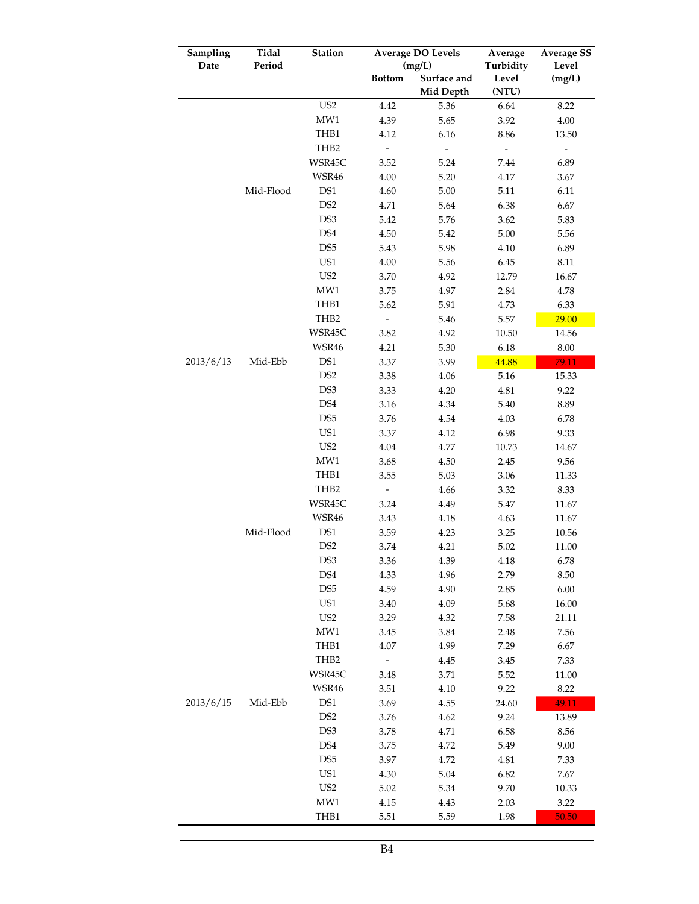| Sampling Date | Tidal Period | Station | Average DO Levels (mg/L) | | Average Turbidity Level (NTU) | Average SS Level (mg/L) |
|---|---|---|---|---|---|---|
| | | | Bottom | Surface and Mid Depth | | |
| | | US2 | 4.42 | 5.36 | 6.64 | 8.22 |
| | | MW1 | 4.39 | 5.65 | 3.92 | 4.00 |
| | | THB1 | 4.12 | 6.16 | 8.86 | 13.50 |
| | | THB2 | - | - | - | - |
| | | WSR45C | 3.52 | 5.24 | 7.44 | 6.89 |
| | | WSR46 | 4.00 | 5.20 | 4.17 | 3.67 |
| | Mid-Flood | DS1 | 4.60 | 5.00 | 5.11 | 6.11 |
| | | DS2 | 4.71 | 5.64 | 6.38 | 6.67 |
| | | DS3 | 5.42 | 5.76 | 3.62 | 5.83 |
| | | DS4 | 4.50 | 5.42 | 5.00 | 5.56 |
| | | DS5 | 5.43 | 5.98 | 4.10 | 6.89 |
| | | US1 | 4.00 | 5.56 | 6.45 | 8.11 |
| | | US2 | 3.70 | 4.92 | 12.79 | 16.67 |
| | | MW1 | 3.75 | 4.97 | 2.84 | 4.78 |
| | | THB1 | 5.62 | 5.91 | 4.73 | 6.33 |
| | | THB2 | - | 5.46 | 5.57 | 29.00 |
| | | WSR45C | 3.82 | 4.92 | 10.50 | 14.56 |
| | | WSR46 | 4.21 | 5.30 | 6.18 | 8.00 |
| 2013/6/13 | Mid-Ebb | DS1 | 3.37 | 3.99 | 44.88 | 79.11 |
| | | DS2 | 3.38 | 4.06 | 5.16 | 15.33 |
| | | DS3 | 3.33 | 4.20 | 4.81 | 9.22 |
| | | DS4 | 3.16 | 4.34 | 5.40 | 8.89 |
| | | DS5 | 3.76 | 4.54 | 4.03 | 6.78 |
| | | US1 | 3.37 | 4.12 | 6.98 | 9.33 |
| | | US2 | 4.04 | 4.77 | 10.73 | 14.67 |
| | | MW1 | 3.68 | 4.50 | 2.45 | 9.56 |
| | | THB1 | 3.55 | 5.03 | 3.06 | 11.33 |
| | | THB2 | - | 4.66 | 3.32 | 8.33 |
| | | WSR45C | 3.24 | 4.49 | 5.47 | 11.67 |
| | | WSR46 | 3.43 | 4.18 | 4.63 | 11.67 |
| | Mid-Flood | DS1 | 3.59 | 4.23 | 3.25 | 10.56 |
| | | DS2 | 3.74 | 4.21 | 5.02 | 11.00 |
| | | DS3 | 3.36 | 4.39 | 4.18 | 6.78 |
| | | DS4 | 4.33 | 4.96 | 2.79 | 8.50 |
| | | DS5 | 4.59 | 4.90 | 2.85 | 6.00 |
| | | US1 | 3.40 | 4.09 | 5.68 | 16.00 |
| | | US2 | 3.29 | 4.32 | 7.58 | 21.11 |
| | | MW1 | 3.45 | 3.84 | 2.48 | 7.56 |
| | | THB1 | 4.07 | 4.99 | 7.29 | 6.67 |
| | | THB2 | - | 4.45 | 3.45 | 7.33 |
| | | WSR45C | 3.48 | 3.71 | 5.52 | 11.00 |
| | | WSR46 | 3.51 | 4.10 | 9.22 | 8.22 |
| 2013/6/15 | Mid-Ebb | DS1 | 3.69 | 4.55 | 24.60 | 49.11 |
| | | DS2 | 3.76 | 4.62 | 9.24 | 13.89 |
| | | DS3 | 3.78 | 4.71 | 6.58 | 8.56 |
| | | DS4 | 3.75 | 4.72 | 5.49 | 9.00 |
| | | DS5 | 3.97 | 4.72 | 4.81 | 7.33 |
| | | US1 | 4.30 | 5.04 | 6.82 | 7.67 |
| | | US2 | 5.02 | 5.34 | 9.70 | 10.33 |
| | | MW1 | 4.15 | 4.43 | 2.03 | 3.22 |
| | | THB1 | 5.51 | 5.59 | 1.98 | 50.50 |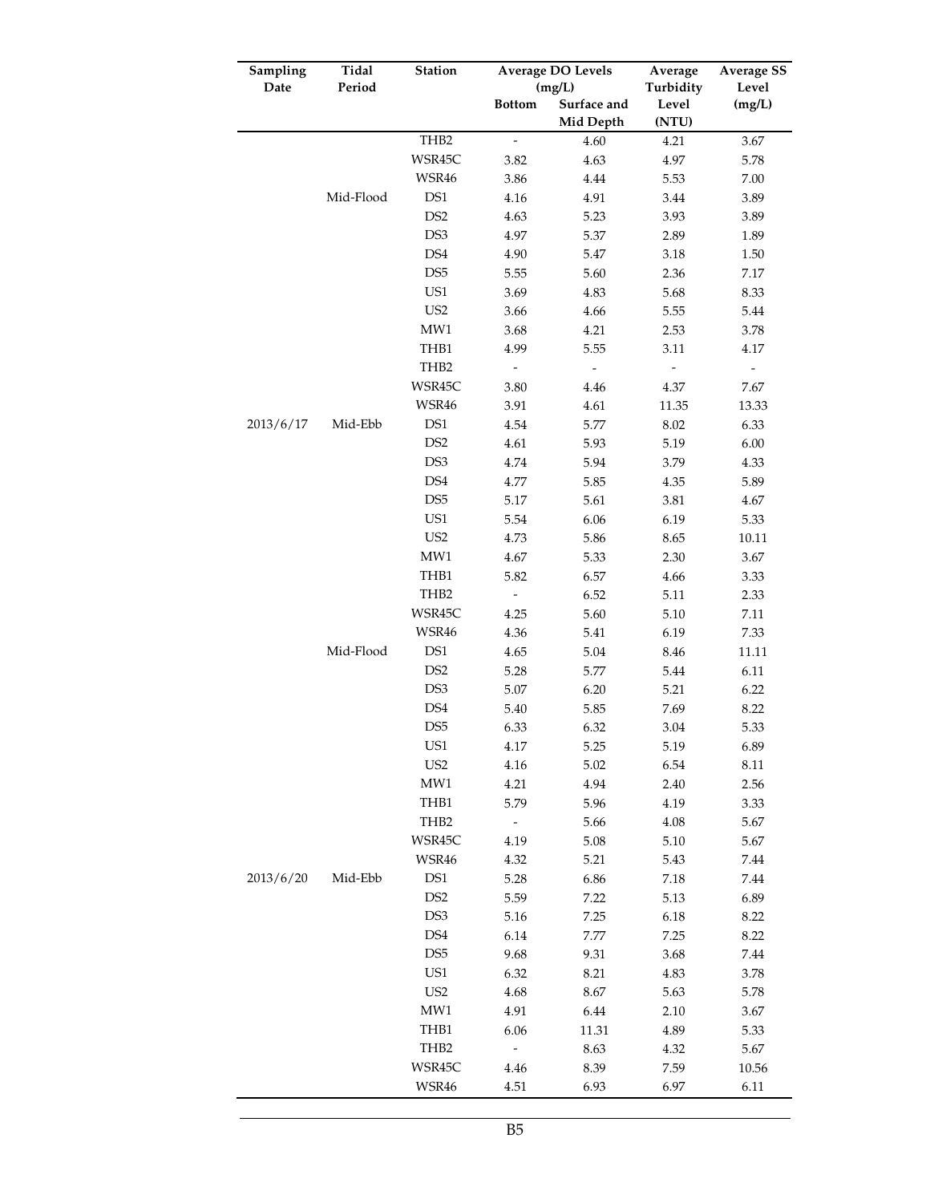| Sampling Date | Tidal Period | Station | Average DO Levels (mg/L) | | Average Turbidity Level (NTU) | Average SS Level (mg/L) |
|---|---|---|---|---|---|---|
| | | | Bottom | Surface and Mid Depth | | |
| | | THB2 | - | 4.60 | 4.21 | 3.67 |
| | | WSR45C | 3.82 | 4.63 | 4.97 | 5.78 |
| | | WSR46 | 3.86 | 4.44 | 5.53 | 7.00 |
| | Mid-Flood | DS1 | 4.16 | 4.91 | 3.44 | 3.89 |
| | | DS2 | 4.63 | 5.23 | 3.93 | 3.89 |
| | | DS3 | 4.97 | 5.37 | 2.89 | 1.89 |
| | | DS4 | 4.90 | 5.47 | 3.18 | 1.50 |
| | | DS5 | 5.55 | 5.60 | 2.36 | 7.17 |
| | | US1 | 3.69 | 4.83 | 5.68 | 8.33 |
| | | US2 | 3.66 | 4.66 | 5.55 | 5.44 |
| | | MW1 | 3.68 | 4.21 | 2.53 | 3.78 |
| | | THB1 | 4.99 | 5.55 | 3.11 | 4.17 |
| | | THB2 | - | - | - | - |
| | | WSR45C | 3.80 | 4.46 | 4.37 | 7.67 |
| | | WSR46 | 3.91 | 4.61 | 11.35 | 13.33 |
| 2013/6/17 | Mid-Ebb | DS1 | 4.54 | 5.77 | 8.02 | 6.33 |
| | | DS2 | 4.61 | 5.93 | 5.19 | 6.00 |
| | | DS3 | 4.74 | 5.94 | 3.79 | 4.33 |
| | | DS4 | 4.77 | 5.85 | 4.35 | 5.89 |
| | | DS5 | 5.17 | 5.61 | 3.81 | 4.67 |
| | | US1 | 5.54 | 6.06 | 6.19 | 5.33 |
| | | US2 | 4.73 | 5.86 | 8.65 | 10.11 |
| | | MW1 | 4.67 | 5.33 | 2.30 | 3.67 |
| | | THB1 | 5.82 | 6.57 | 4.66 | 3.33 |
| | | THB2 | - | 6.52 | 5.11 | 2.33 |
| | | WSR45C | 4.25 | 5.60 | 5.10 | 7.11 |
| | | WSR46 | 4.36 | 5.41 | 6.19 | 7.33 |
| | Mid-Flood | DS1 | 4.65 | 5.04 | 8.46 | 11.11 |
| | | DS2 | 5.28 | 5.77 | 5.44 | 6.11 |
| | | DS3 | 5.07 | 6.20 | 5.21 | 6.22 |
| | | DS4 | 5.40 | 5.85 | 7.69 | 8.22 |
| | | DS5 | 6.33 | 6.32 | 3.04 | 5.33 |
| | | US1 | 4.17 | 5.25 | 5.19 | 6.89 |
| | | US2 | 4.16 | 5.02 | 6.54 | 8.11 |
| | | MW1 | 4.21 | 4.94 | 2.40 | 2.56 |
| | | THB1 | 5.79 | 5.96 | 4.19 | 3.33 |
| | | THB2 | - | 5.66 | 4.08 | 5.67 |
| | | WSR45C | 4.19 | 5.08 | 5.10 | 5.67 |
| | | WSR46 | 4.32 | 5.21 | 5.43 | 7.44 |
| 2013/6/20 | Mid-Ebb | DS1 | 5.28 | 6.86 | 7.18 | 7.44 |
| | | DS2 | 5.59 | 7.22 | 5.13 | 6.89 |
| | | DS3 | 5.16 | 7.25 | 6.18 | 8.22 |
| | | DS4 | 6.14 | 7.77 | 7.25 | 8.22 |
| | | DS5 | 9.68 | 9.31 | 3.68 | 7.44 |
| | | US1 | 6.32 | 8.21 | 4.83 | 3.78 |
| | | US2 | 4.68 | 8.67 | 5.63 | 5.78 |
| | | MW1 | 4.91 | 6.44 | 2.10 | 3.67 |
| | | THB1 | 6.06 | 11.31 | 4.89 | 5.33 |
| | | THB2 | - | 8.63 | 4.32 | 5.67 |
| | | WSR45C | 4.46 | 8.39 | 7.59 | 10.56 |
| | | WSR46 | 4.51 | 6.93 | 6.97 | 6.11 |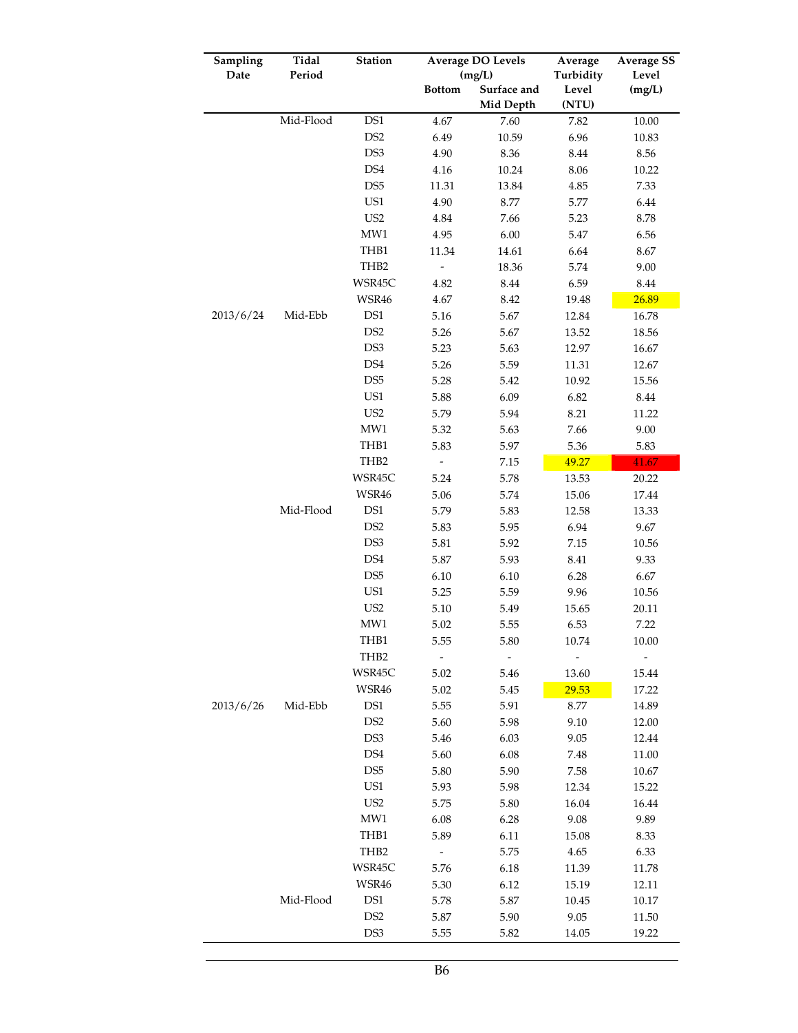| Sampling Date | Tidal Period | Station | Average DO Levels (mg/L) | | Average Turbidity Level (NTU) | Average SS Level (mg/L) |
|---|---|---|---|---|---|---|
| | | | Bottom | Surface and Mid Depth | | |
| | Mid-Flood | DS1 | 4.67 | 7.60 | 7.82 | 10.00 |
| | | DS2 | 6.49 | 10.59 | 6.96 | 10.83 |
| | | DS3 | 4.90 | 8.36 | 8.44 | 8.56 |
| | | DS4 | 4.16 | 10.24 | 8.06 | 10.22 |
| | | DS5 | 11.31 | 13.84 | 4.85 | 7.33 |
| | | US1 | 4.90 | 8.77 | 5.77 | 6.44 |
| | | US2 | 4.84 | 7.66 | 5.23 | 8.78 |
| | | MW1 | 4.95 | 6.00 | 5.47 | 6.56 |
| | | THB1 | 11.34 | 14.61 | 6.64 | 8.67 |
| | | THB2 | - | 18.36 | 5.74 | 9.00 |
| | | WSR45C | 4.82 | 8.44 | 6.59 | 8.44 |
| | | WSR46 | 4.67 | 8.42 | 19.48 | 26.89 |
| 2013/6/24 | Mid-Ebb | DS1 | 5.16 | 5.67 | 12.84 | 16.78 |
| | | DS2 | 5.26 | 5.67 | 13.52 | 18.56 |
| | | DS3 | 5.23 | 5.63 | 12.97 | 16.67 |
| | | DS4 | 5.26 | 5.59 | 11.31 | 12.67 |
| | | DS5 | 5.28 | 5.42 | 10.92 | 15.56 |
| | | US1 | 5.88 | 6.09 | 6.82 | 8.44 |
| | | US2 | 5.79 | 5.94 | 8.21 | 11.22 |
| | | MW1 | 5.32 | 5.63 | 7.66 | 9.00 |
| | | THB1 | 5.83 | 5.97 | 5.36 | 5.83 |
| | | THB2 | - | 7.15 | 49.27 | 41.67 |
| | | WSR45C | 5.24 | 5.78 | 13.53 | 20.22 |
| | | WSR46 | 5.06 | 5.74 | 15.06 | 17.44 |
| | Mid-Flood | DS1 | 5.79 | 5.83 | 12.58 | 13.33 |
| | | DS2 | 5.83 | 5.95 | 6.94 | 9.67 |
| | | DS3 | 5.81 | 5.92 | 7.15 | 10.56 |
| | | DS4 | 5.87 | 5.93 | 8.41 | 9.33 |
| | | DS5 | 6.10 | 6.10 | 6.28 | 6.67 |
| | | US1 | 5.25 | 5.59 | 9.96 | 10.56 |
| | | US2 | 5.10 | 5.49 | 15.65 | 20.11 |
| | | MW1 | 5.02 | 5.55 | 6.53 | 7.22 |
| | | THB1 | 5.55 | 5.80 | 10.74 | 10.00 |
| | | THB2 | - | - | - | - |
| | | WSR45C | 5.02 | 5.46 | 13.60 | 15.44 |
| | | WSR46 | 5.02 | 5.45 | 29.53 | 17.22 |
| 2013/6/26 | Mid-Ebb | DS1 | 5.55 | 5.91 | 8.77 | 14.89 |
| | | DS2 | 5.60 | 5.98 | 9.10 | 12.00 |
| | | DS3 | 5.46 | 6.03 | 9.05 | 12.44 |
| | | DS4 | 5.60 | 6.08 | 7.48 | 11.00 |
| | | DS5 | 5.80 | 5.90 | 7.58 | 10.67 |
| | | US1 | 5.93 | 5.98 | 12.34 | 15.22 |
| | | US2 | 5.75 | 5.80 | 16.04 | 16.44 |
| | | MW1 | 6.08 | 6.28 | 9.08 | 9.89 |
| | | THB1 | 5.89 | 6.11 | 15.08 | 8.33 |
| | | THB2 | - | 5.75 | 4.65 | 6.33 |
| | | WSR45C | 5.76 | 6.18 | 11.39 | 11.78 |
| | | WSR46 | 5.30 | 6.12 | 15.19 | 12.11 |
| | Mid-Flood | DS1 | 5.78 | 5.87 | 10.45 | 10.17 |
| | | DS2 | 5.87 | 5.90 | 9.05 | 11.50 |
| | | DS3 | 5.55 | 5.82 | 14.05 | 19.22 |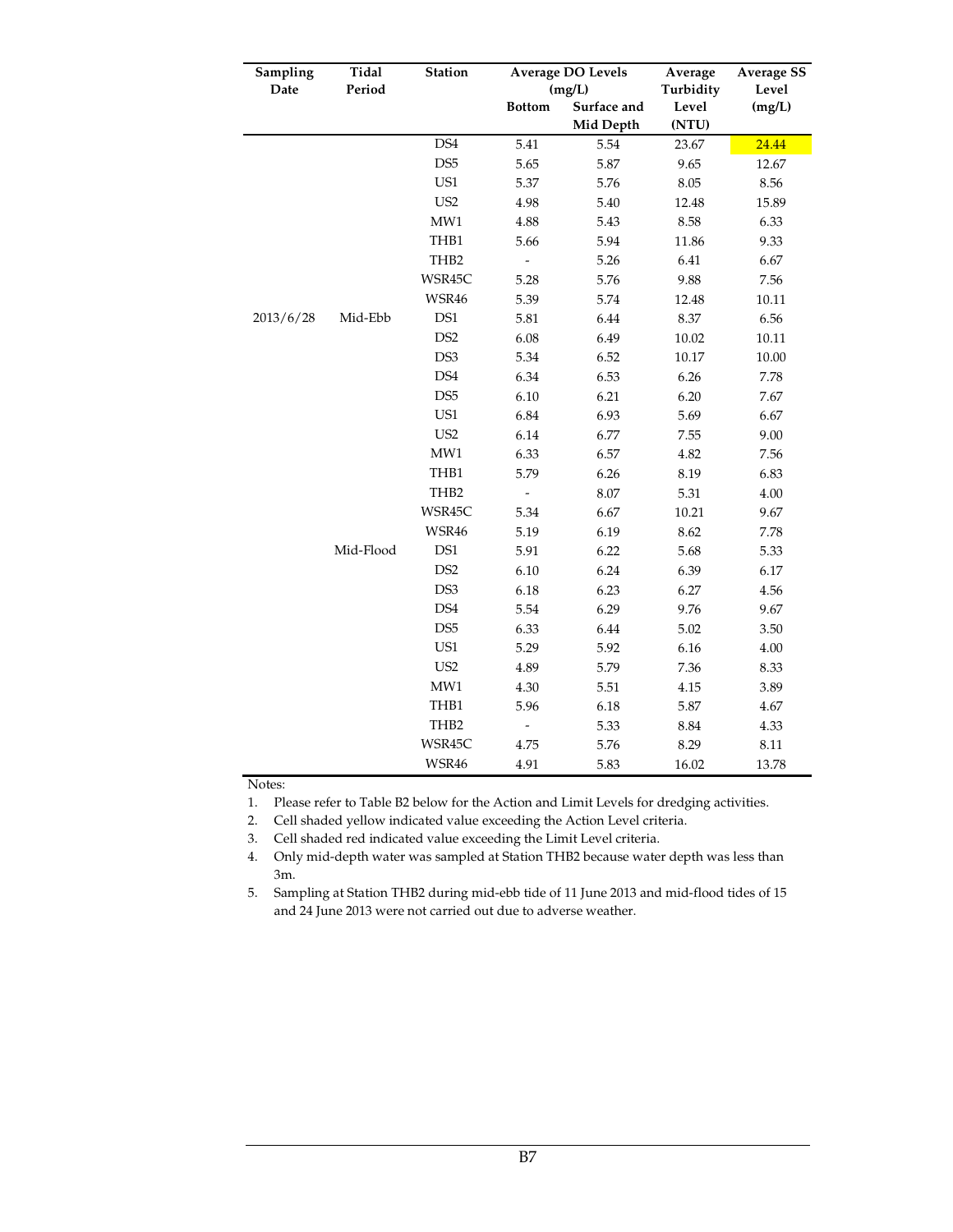| Sampling Date | Tidal Period | Station | Average DO Levels (mg/L) | | Average Turbidity Level (NTU) | Average SS Level (mg/L) |
|---|---|---|---|---|---|---|
| | | | Bottom | Surface and Mid Depth | | |
| | | DS4 | 5.41 | 5.54 | 23.67 | 24.44 |
| | | DS5 | 5.65 | 5.87 | 9.65 | 12.67 |
| | | US1 | 5.37 | 5.76 | 8.05 | 8.56 |
| | | US2 | 4.98 | 5.40 | 12.48 | 15.89 |
| | | MW1 | 4.88 | 5.43 | 8.58 | 6.33 |
| | | THB1 | 5.66 | 5.94 | 11.86 | 9.33 |
| | | THB2 | - | 5.26 | 6.41 | 6.67 |
| | | WSR45C | 5.28 | 5.76 | 9.88 | 7.56 |
| | | WSR46 | 5.39 | 5.74 | 12.48 | 10.11 |
| 2013/6/28 | Mid-Ebb | DS1 | 5.81 | 6.44 | 8.37 | 6.56 |
| | | DS2 | 6.08 | 6.49 | 10.02 | 10.11 |
| | | DS3 | 5.34 | 6.52 | 10.17 | 10.00 |
| | | DS4 | 6.34 | 6.53 | 6.26 | 7.78 |
| | | DS5 | 6.10 | 6.21 | 6.20 | 7.67 |
| | | US1 | 6.84 | 6.93 | 5.69 | 6.67 |
| | | US2 | 6.14 | 6.77 | 7.55 | 9.00 |
| | | MW1 | 6.33 | 6.57 | 4.82 | 7.56 |
| | | THB1 | 5.79 | 6.26 | 8.19 | 6.83 |
| | | THB2 | - | 8.07 | 5.31 | 4.00 |
| | | WSR45C | 5.34 | 6.67 | 10.21 | 9.67 |
| | | WSR46 | 5.19 | 6.19 | 8.62 | 7.78 |
| | Mid-Flood | DS1 | 5.91 | 6.22 | 5.68 | 5.33 |
| | | DS2 | 6.10 | 6.24 | 6.39 | 6.17 |
| | | DS3 | 6.18 | 6.23 | 6.27 | 4.56 |
| | | DS4 | 5.54 | 6.29 | 9.76 | 9.67 |
| | | DS5 | 6.33 | 6.44 | 5.02 | 3.50 |
| | | US1 | 5.29 | 5.92 | 6.16 | 4.00 |
| | | US2 | 4.89 | 5.79 | 7.36 | 8.33 |
| | | MW1 | 4.30 | 5.51 | 4.15 | 3.89 |
| | | THB1 | 5.96 | 6.18 | 5.87 | 4.67 |
| | | THB2 | - | 5.33 | 8.84 | 4.33 |
| | | WSR45C | 4.75 | 5.76 | 8.29 | 8.11 |
| | | WSR46 | 4.91 | 5.83 | 16.02 | 13.78 |

Notes:

1. Please refer to Table B2 below for the Action and Limit Levels for dredging activities.
2. Cell shaded yellow indicated value exceeding the Action Level criteria.
3. Cell shaded red indicated value exceeding the Limit Level criteria.
4. Only mid-depth water was sampled at Station THB2 because water depth was less than 3m.
5. Sampling at Station THB2 during mid-ebb tide of 11 June 2013 and mid-flood tides of 15 and 24 June 2013 were not carried out due to adverse weather.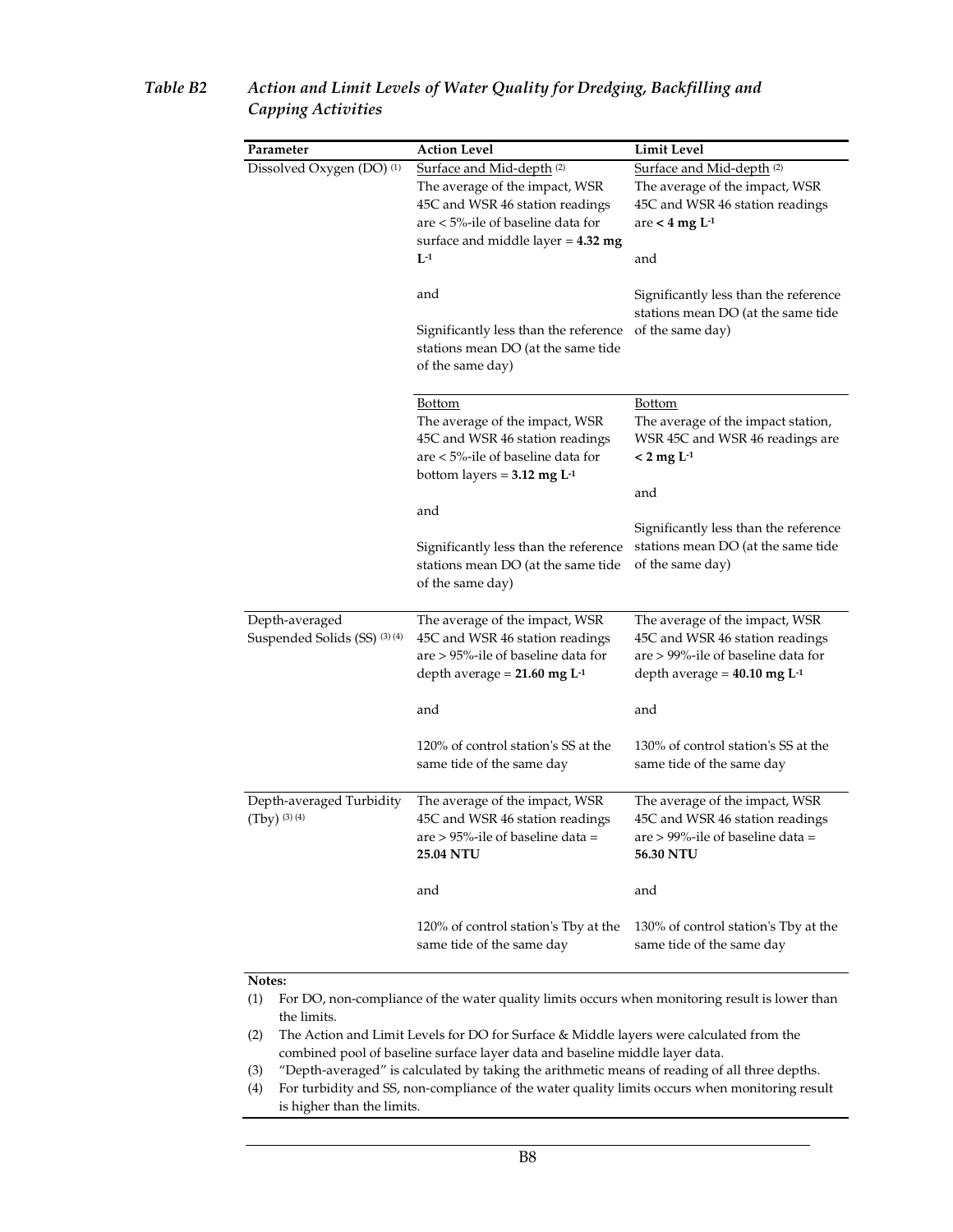*Table B2 Action and Limit Levels of Water Quality for Dredging, Backfilling and Capping Activities*

| Parameter | Action Level | Limit Level |
|---|---|---|
| Dissolved Oxygen (DO) (1) | Surface and Mid-depth (2)<br>The average of the impact, WSR 45C and WSR 46 station readings are < 5%-ile of baseline data for surface and middle layer = **4.32 mg L$^{-1}$**<br><br>and<br><br>Significantly less than the reference stations mean DO (at the same tide of the same day) | Surface and Mid-depth (2)<br>The average of the impact, WSR 45C and WSR 46 station readings are **< 4 mg L$^{-1}$**<br><br>and<br><br>Significantly less than the reference stations mean DO (at the same tide of the same day) |
| | Bottom<br>The average of the impact, WSR 45C and WSR 46 station readings are < 5%-ile of baseline data for bottom layers = **3.12 mg L$^{-1}$**<br><br>and<br><br>Significantly less than the reference stations mean DO (at the same tide of the same day) | Bottom<br>The average of the impact station, WSR 45C and WSR 46 readings are **< 2 mg L$^{-1}$**<br><br>and<br><br>Significantly less than the reference stations mean DO (at the same tide of the same day) |
| Depth-averaged Suspended Solids (SS) (3) (4) | The average of the impact, WSR 45C and WSR 46 station readings are > 95%-ile of baseline data for depth average = **21.60 mg L$^{-1}$**<br><br>and<br><br>120% of control station's SS at the same tide of the same day | The average of the impact, WSR 45C and WSR 46 station readings are > 99%-ile of baseline data for depth average = **40.10 mg L$^{-1}$**<br><br>and<br><br>130% of control station's SS at the same tide of the same day |
| Depth-averaged Turbidity (Tby) (3) (4) | The average of the impact, WSR 45C and WSR 46 station readings are > 95%-ile of baseline data = **25.04 NTU**<br><br>and<br><br>120% of control station's Tby at the same tide of the same day | The average of the impact, WSR 45C and WSR 46 station readings are > 99%-ile of baseline data = **56.30 NTU**<br><br>and<br><br>130% of control station's Tby at the same tide of the same day |

**Notes:**

(1) For DO, non-compliance of the water quality limits occurs when monitoring result is lower than the limits.

(2) The Action and Limit Levels for DO for Surface & Middle layers were calculated from the combined pool of baseline surface layer data and baseline middle layer data.

(3) "Depth-averaged" is calculated by taking the arithmetic means of reading of all three depths.

(4) For turbidity and SS, non-compliance of the water quality limits occurs when monitoring result is higher than the limits.